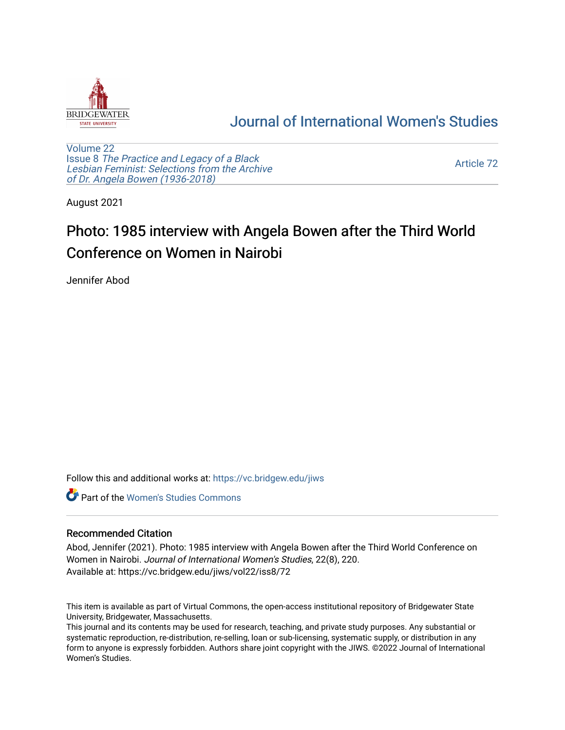Journal of International Women's Studies

Volume 22
Issue 8 *The Practice and Legacy of a Black Lesbian Feminist: Selections from the Archive of Dr. Angela Bowen (1936-2018)*

Article 72

August 2021

# Photo: 1985 interview with Angela Bowen after the Third World Conference on Women in Nairobi

Jennifer Abod

Follow this and additional works at: https://vc.bridgew.edu/jiws

Part of the Women's Studies Commons

## Recommended Citation

Abod, Jennifer (2021). Photo: 1985 interview with Angela Bowen after the Third World Conference on Women in Nairobi. *Journal of International Women's Studies*, 22(8), 220.
Available at: https://vc.bridgew.edu/jiws/vol22/iss8/72

This item is available as part of Virtual Commons, the open-access institutional repository of Bridgewater State University, Bridgewater, Massachusetts.
This journal and its contents may be used for research, teaching, and private study purposes. Any substantial or systematic reproduction, re-distribution, re-selling, loan or sub-licensing, systematic supply, or distribution in any form to anyone is expressly forbidden. Authors share joint copyright with the JIWS. ©2022 Journal of International Women's Studies.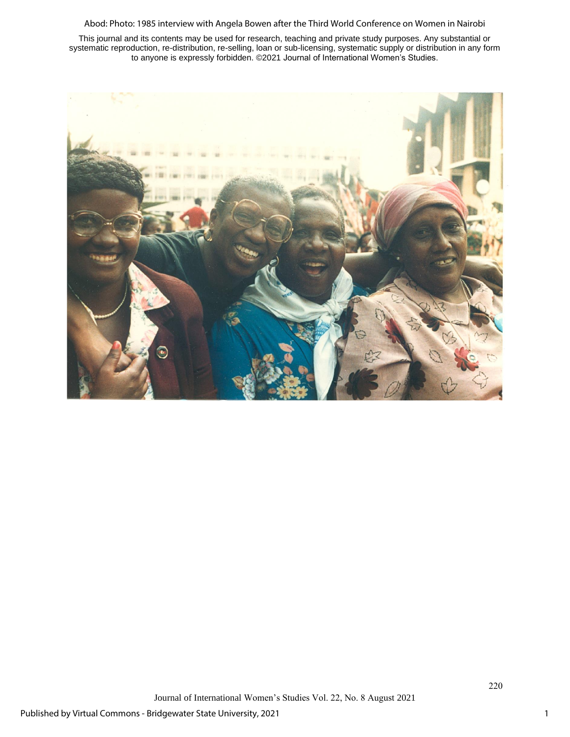Abod: Photo: 1985 interview with Angela Bowen after the Third World Conference on Women in Nairobi

This journal and its contents may be used for research, teaching and private study purposes. Any substantial or systematic reproduction, re-distribution, re-selling, loan or sub-licensing, systematic supply or distribution in any form to anyone is expressly forbidden. ©2021 Journal of International Women's Studies.